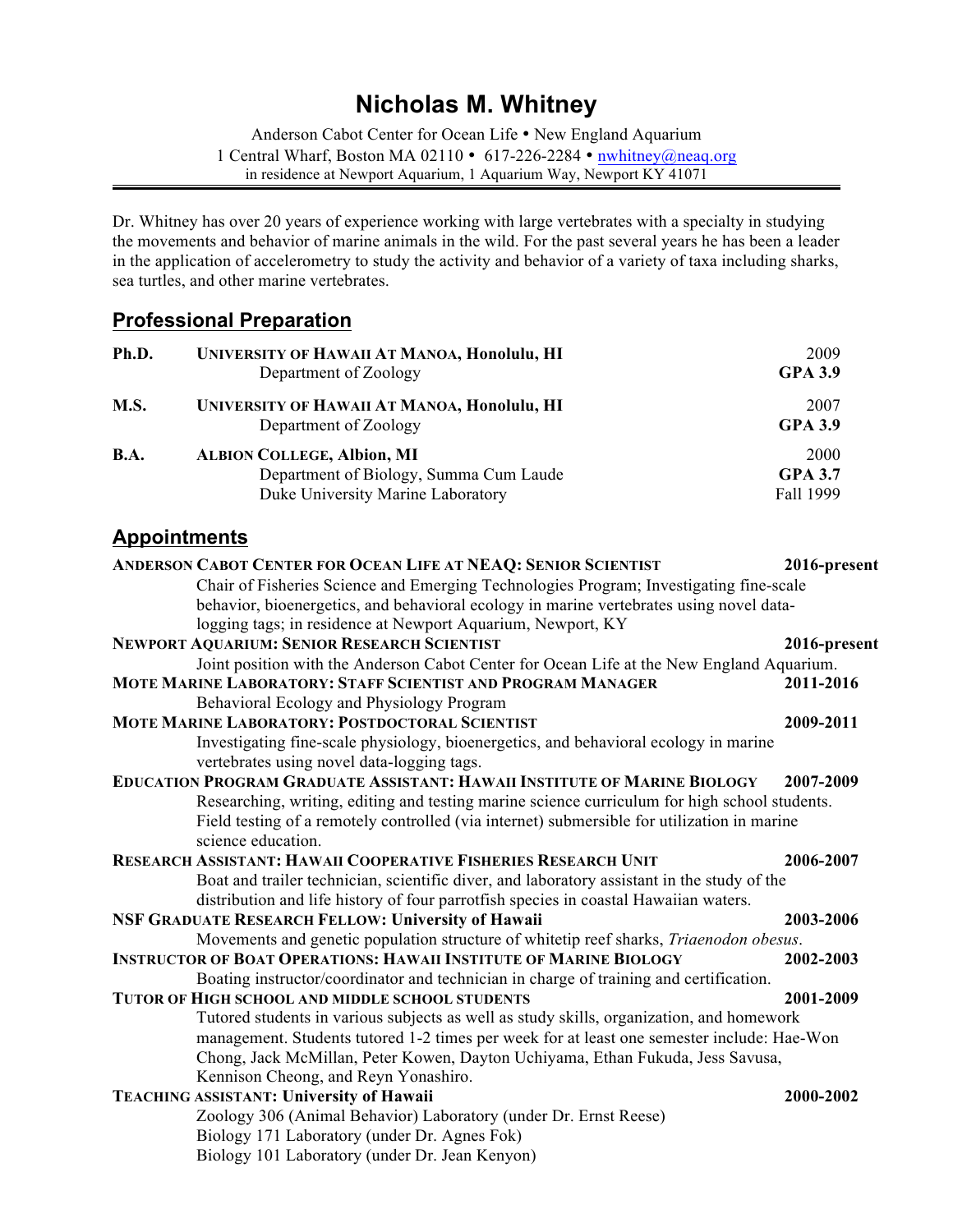# Nicholas M. Whitney

Anderson Cabot Center for Ocean Life • New England Aquarium
1 Central Wharf, Boston MA 02110 • 617-226-2284 • nwhitney@neaq.org
in residence at Newport Aquarium, 1 Aquarium Way, Newport KY 41071

Dr. Whitney has over 20 years of experience working with large vertebrates with a specialty in studying the movements and behavior of marine animals in the wild. For the past several years he has been a leader in the application of accelerometry to study the activity and behavior of a variety of taxa including sharks, sea turtles, and other marine vertebrates.

## Professional Preparation

**Ph.D.** **UNIVERSITY OF HAWAII AT MANOA, Honolulu, HI** — 2009
Department of Zoology — **GPA 3.9**

**M.S.** **UNIVERSITY OF HAWAII AT MANOA, Honolulu, HI** — 2007
Department of Zoology — **GPA 3.9**

**B.A.** **ALBION COLLEGE, Albion, MI** — 2000
Department of Biology, Summa Cum Laude — **GPA 3.7**
Duke University Marine Laboratory — Fall 1999

## Appointments

**ANDERSON CABOT CENTER FOR OCEAN LIFE AT NEAQ: SENIOR SCIENTIST** — **2016-present**
Chair of Fisheries Science and Emerging Technologies Program; Investigating fine-scale behavior, bioenergetics, and behavioral ecology in marine vertebrates using novel data-logging tags; in residence at Newport Aquarium, Newport, KY

**NEWPORT AQUARIUM: SENIOR RESEARCH SCIENTIST** — **2016-present**
Joint position with the Anderson Cabot Center for Ocean Life at the New England Aquarium.

**MOTE MARINE LABORATORY: STAFF SCIENTIST AND PROGRAM MANAGER** — **2011-2016**
Behavioral Ecology and Physiology Program

**MOTE MARINE LABORATORY: POSTDOCTORAL SCIENTIST** — **2009-2011**
Investigating fine-scale physiology, bioenergetics, and behavioral ecology in marine vertebrates using novel data-logging tags.

**EDUCATION PROGRAM GRADUATE ASSISTANT: HAWAII INSTITUTE OF MARINE BIOLOGY** — **2007-2009**
Researching, writing, editing and testing marine science curriculum for high school students. Field testing of a remotely controlled (via internet) submersible for utilization in marine science education.

**RESEARCH ASSISTANT: HAWAII COOPERATIVE FISHERIES RESEARCH UNIT** — **2006-2007**
Boat and trailer technician, scientific diver, and laboratory assistant in the study of the distribution and life history of four parrotfish species in coastal Hawaiian waters.

**NSF GRADUATE RESEARCH FELLOW: University of Hawaii** — **2003-2006**
Movements and genetic population structure of whitetip reef sharks, *Triaenodon obesus*.

**INSTRUCTOR OF BOAT OPERATIONS: HAWAII INSTITUTE OF MARINE BIOLOGY** — **2002-2003**
Boating instructor/coordinator and technician in charge of training and certification.

**TUTOR OF HIGH SCHOOL AND MIDDLE SCHOOL STUDENTS** — **2001-2009**
Tutored students in various subjects as well as study skills, organization, and homework management. Students tutored 1-2 times per week for at least one semester include: Hae-Won Chong, Jack McMillan, Peter Kowen, Dayton Uchiyama, Ethan Fukuda, Jess Savusa, Kennison Cheong, and Reyn Yonashiro.

**TEACHING ASSISTANT: University of Hawaii** — **2000-2002**
Zoology 306 (Animal Behavior) Laboratory (under Dr. Ernst Reese)
Biology 171 Laboratory (under Dr. Agnes Fok)
Biology 101 Laboratory (under Dr. Jean Kenyon)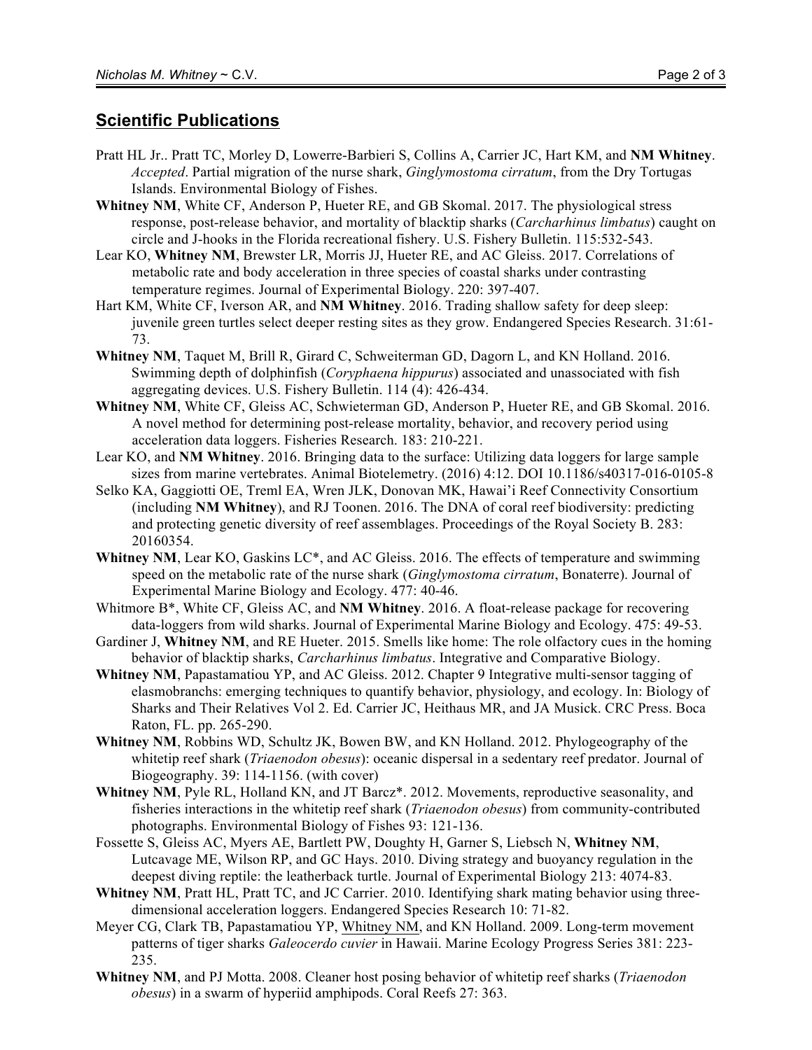## **Scientific Publications**

Pratt HL Jr.. Pratt TC, Morley D, Lowerre-Barbieri S, Collins A, Carrier JC, Hart KM, and **NM Whitney**. *Accepted*. Partial migration of the nurse shark, *Ginglymostoma cirratum*, from the Dry Tortugas Islands. Environmental Biology of Fishes.

**Whitney NM**, White CF, Anderson P, Hueter RE, and GB Skomal. 2017. The physiological stress response, post-release behavior, and mortality of blacktip sharks (*Carcharhinus limbatus*) caught on circle and J-hooks in the Florida recreational fishery. U.S. Fishery Bulletin. 115:532-543.

Lear KO, **Whitney NM**, Brewster LR, Morris JJ, Hueter RE, and AC Gleiss. 2017. Correlations of metabolic rate and body acceleration in three species of coastal sharks under contrasting temperature regimes. Journal of Experimental Biology. 220: 397-407.

Hart KM, White CF, Iverson AR, and **NM Whitney**. 2016. Trading shallow safety for deep sleep: juvenile green turtles select deeper resting sites as they grow. Endangered Species Research. 31:61-73.

**Whitney NM**, Taquet M, Brill R, Girard C, Schweiterman GD, Dagorn L, and KN Holland. 2016. Swimming depth of dolphinfish (*Coryphaena hippurus*) associated and unassociated with fish aggregating devices. U.S. Fishery Bulletin. 114 (4): 426-434.

**Whitney NM**, White CF, Gleiss AC, Schwieterman GD, Anderson P, Hueter RE, and GB Skomal. 2016. A novel method for determining post-release mortality, behavior, and recovery period using acceleration data loggers. Fisheries Research. 183: 210-221.

Lear KO, and **NM Whitney**. 2016. Bringing data to the surface: Utilizing data loggers for large sample sizes from marine vertebrates. Animal Biotelemetry. (2016) 4:12. DOI 10.1186/s40317-016-0105-8

Selko KA, Gaggiotti OE, Treml EA, Wren JLK, Donovan MK, Hawai'i Reef Connectivity Consortium (including **NM Whitney**), and RJ Toonen. 2016. The DNA of coral reef biodiversity: predicting and protecting genetic diversity of reef assemblages. Proceedings of the Royal Society B. 283: 20160354.

**Whitney NM**, Lear KO, Gaskins LC*, and AC Gleiss. 2016. The effects of temperature and swimming speed on the metabolic rate of the nurse shark (*Ginglymostoma cirratum*, Bonaterre). Journal of Experimental Marine Biology and Ecology. 477: 40-46.

Whitmore B*, White CF, Gleiss AC, and **NM Whitney**. 2016. A float-release package for recovering data-loggers from wild sharks. Journal of Experimental Marine Biology and Ecology. 475: 49-53.

Gardiner J, **Whitney NM**, and RE Hueter. 2015. Smells like home: The role olfactory cues in the homing behavior of blacktip sharks, *Carcharhinus limbatus*. Integrative and Comparative Biology.

**Whitney NM**, Papastamatiou YP, and AC Gleiss. 2012. Chapter 9 Integrative multi-sensor tagging of elasmobranchs: emerging techniques to quantify behavior, physiology, and ecology. In: Biology of Sharks and Their Relatives Vol 2. Ed. Carrier JC, Heithaus MR, and JA Musick. CRC Press. Boca Raton, FL. pp. 265-290.

**Whitney NM**, Robbins WD, Schultz JK, Bowen BW, and KN Holland. 2012. Phylogeography of the whitetip reef shark (*Triaenodon obesus*): oceanic dispersal in a sedentary reef predator. Journal of Biogeography. 39: 114-1156. (with cover)

**Whitney NM**, Pyle RL, Holland KN, and JT Barcz*. 2012. Movements, reproductive seasonality, and fisheries interactions in the whitetip reef shark (*Triaenodon obesus*) from community-contributed photographs. Environmental Biology of Fishes 93: 121-136.

Fossette S, Gleiss AC, Myers AE, Bartlett PW, Doughty H, Garner S, Liebsch N, **Whitney NM**, Lutcavage ME, Wilson RP, and GC Hays. 2010. Diving strategy and buoyancy regulation in the deepest diving reptile: the leatherback turtle. Journal of Experimental Biology 213: 4074-83.

**Whitney NM**, Pratt HL, Pratt TC, and JC Carrier. 2010. Identifying shark mating behavior using three-dimensional acceleration loggers. Endangered Species Research 10: 71-82.

Meyer CG, Clark TB, Papastamatiou YP, Whitney NM, and KN Holland. 2009. Long-term movement patterns of tiger sharks *Galeocerdo cuvier* in Hawaii. Marine Ecology Progress Series 381: 223-235.

**Whitney NM**, and PJ Motta. 2008. Cleaner host posing behavior of whitetip reef sharks (*Triaenodon obesus*) in a swarm of hyperiid amphipods. Coral Reefs 27: 363.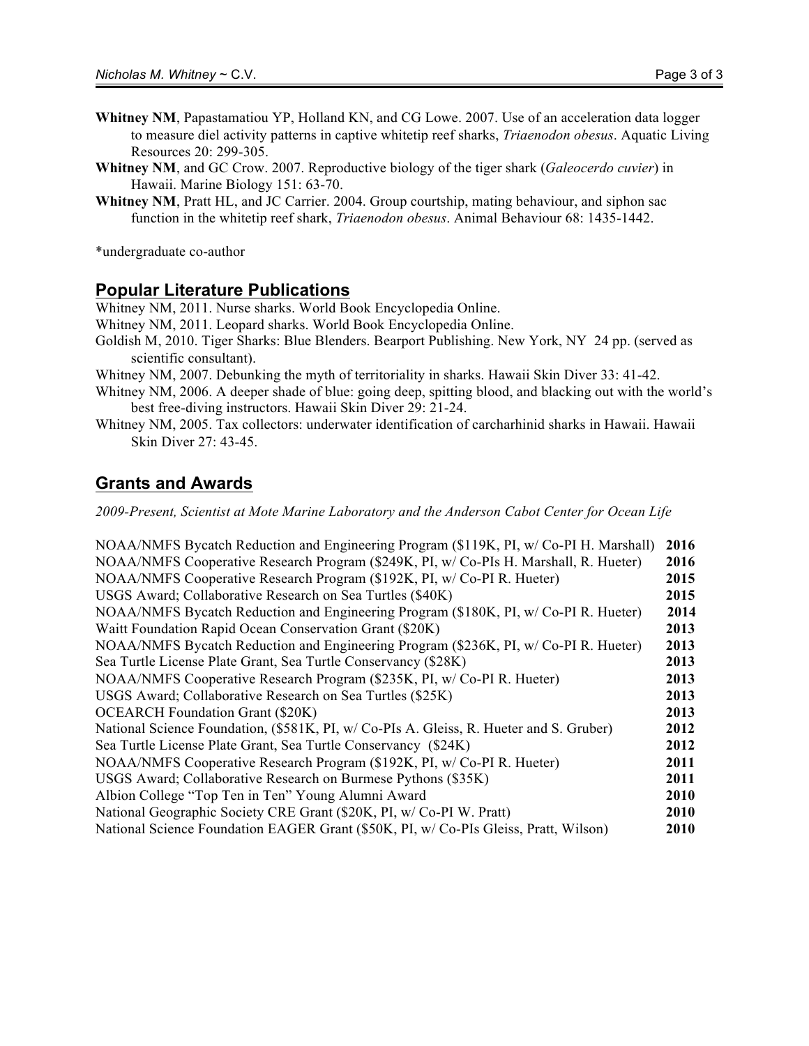**Whitney NM**, Papastamatiou YP, Holland KN, and CG Lowe. 2007. Use of an acceleration data logger to measure diel activity patterns in captive whitetip reef sharks, *Triaenodon obesus*. Aquatic Living Resources 20: 299-305.

**Whitney NM**, and GC Crow. 2007. Reproductive biology of the tiger shark (*Galeocerdo cuvier*) in Hawaii. Marine Biology 151: 63-70.

**Whitney NM**, Pratt HL, and JC Carrier. 2004. Group courtship, mating behaviour, and siphon sac function in the whitetip reef shark, *Triaenodon obesus*. Animal Behaviour 68: 1435-1442.

*undergraduate co-author

## Popular Literature Publications

Whitney NM, 2011. Nurse sharks. World Book Encyclopedia Online.

Whitney NM, 2011. Leopard sharks. World Book Encyclopedia Online.

Goldish M, 2010. Tiger Sharks: Blue Blenders. Bearport Publishing. New York, NY 24 pp. (served as scientific consultant).

Whitney NM, 2007. Debunking the myth of territoriality in sharks. Hawaii Skin Diver 33: 41-42.

Whitney NM, 2006. A deeper shade of blue: going deep, spitting blood, and blacking out with the world's best free-diving instructors. Hawaii Skin Diver 29: 21-24.

Whitney NM, 2005. Tax collectors: underwater identification of carcharhinid sharks in Hawaii. Hawaii Skin Diver 27: 43-45.

## Grants and Awards

*2009-Present, Scientist at Mote Marine Laboratory and the Anderson Cabot Center for Ocean Life*

| | |
|---|---|
| NOAA/NMFS Bycatch Reduction and Engineering Program ($119K, PI, w/ Co-PI H. Marshall) | **2016** |
| NOAA/NMFS Cooperative Research Program ($249K, PI, w/ Co-PIs H. Marshall, R. Hueter) | **2016** |
| NOAA/NMFS Cooperative Research Program ($192K, PI, w/ Co-PI R. Hueter) | **2015** |
| USGS Award; Collaborative Research on Sea Turtles ($40K) | **2015** |
| NOAA/NMFS Bycatch Reduction and Engineering Program ($180K, PI, w/ Co-PI R. Hueter) | **2014** |
| Waitt Foundation Rapid Ocean Conservation Grant ($20K) | **2013** |
| NOAA/NMFS Bycatch Reduction and Engineering Program ($236K, PI, w/ Co-PI R. Hueter) | **2013** |
| Sea Turtle License Plate Grant, Sea Turtle Conservancy ($28K) | **2013** |
| NOAA/NMFS Cooperative Research Program ($235K, PI, w/ Co-PI R. Hueter) | **2013** |
| USGS Award; Collaborative Research on Sea Turtles ($25K) | **2013** |
| OCEARCH Foundation Grant ($20K) | **2013** |
| National Science Foundation, ($581K, PI, w/ Co-PIs A. Gleiss, R. Hueter and S. Gruber) | **2012** |
| Sea Turtle License Plate Grant, Sea Turtle Conservancy ($24K) | **2012** |
| NOAA/NMFS Cooperative Research Program ($192K, PI, w/ Co-PI R. Hueter) | **2011** |
| USGS Award; Collaborative Research on Burmese Pythons ($35K) | **2011** |
| Albion College "Top Ten in Ten" Young Alumni Award | **2010** |
| National Geographic Society CRE Grant ($20K, PI, w/ Co-PI W. Pratt) | **2010** |
| National Science Foundation EAGER Grant ($50K, PI, w/ Co-PIs Gleiss, Pratt, Wilson) | **2010** |